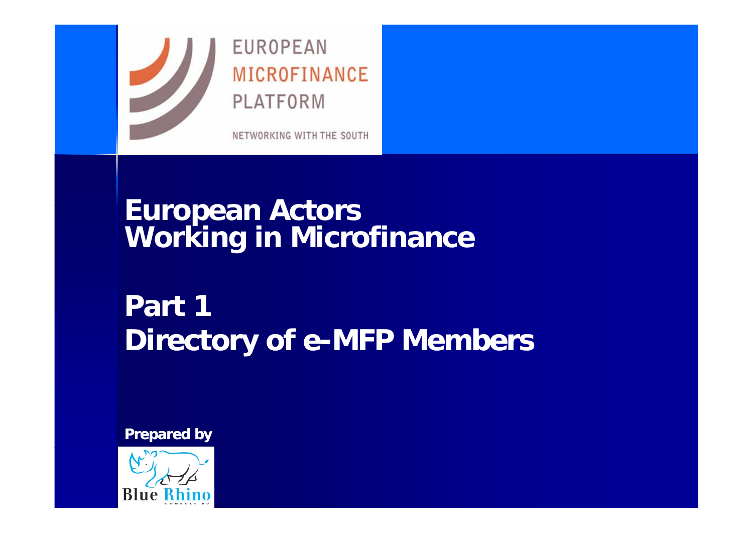EUROPEAN MICROFINANCE PLATFORM

NETWORKING WITH THE SOUTH

# European Actors Working in Microfinance

# Part 1
# Directory of e-MFP Members

**Prepared by**

Blue Rhino

CONSULT BV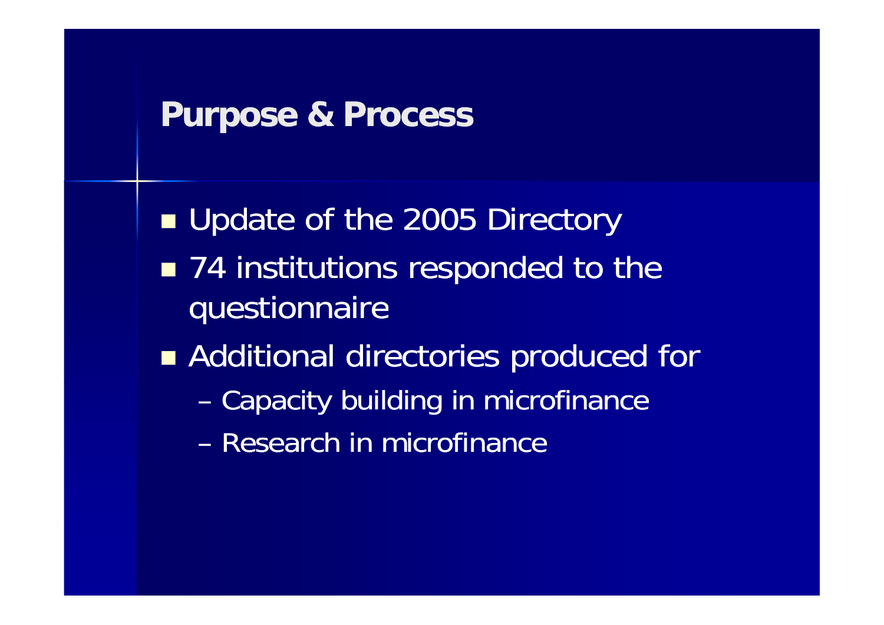## Purpose & Process

- Update of the 2005 Directory
- 74 institutions responded to the questionnaire
- Additional directories produced for
  - Capacity building in microfinance
  - Research in microfinance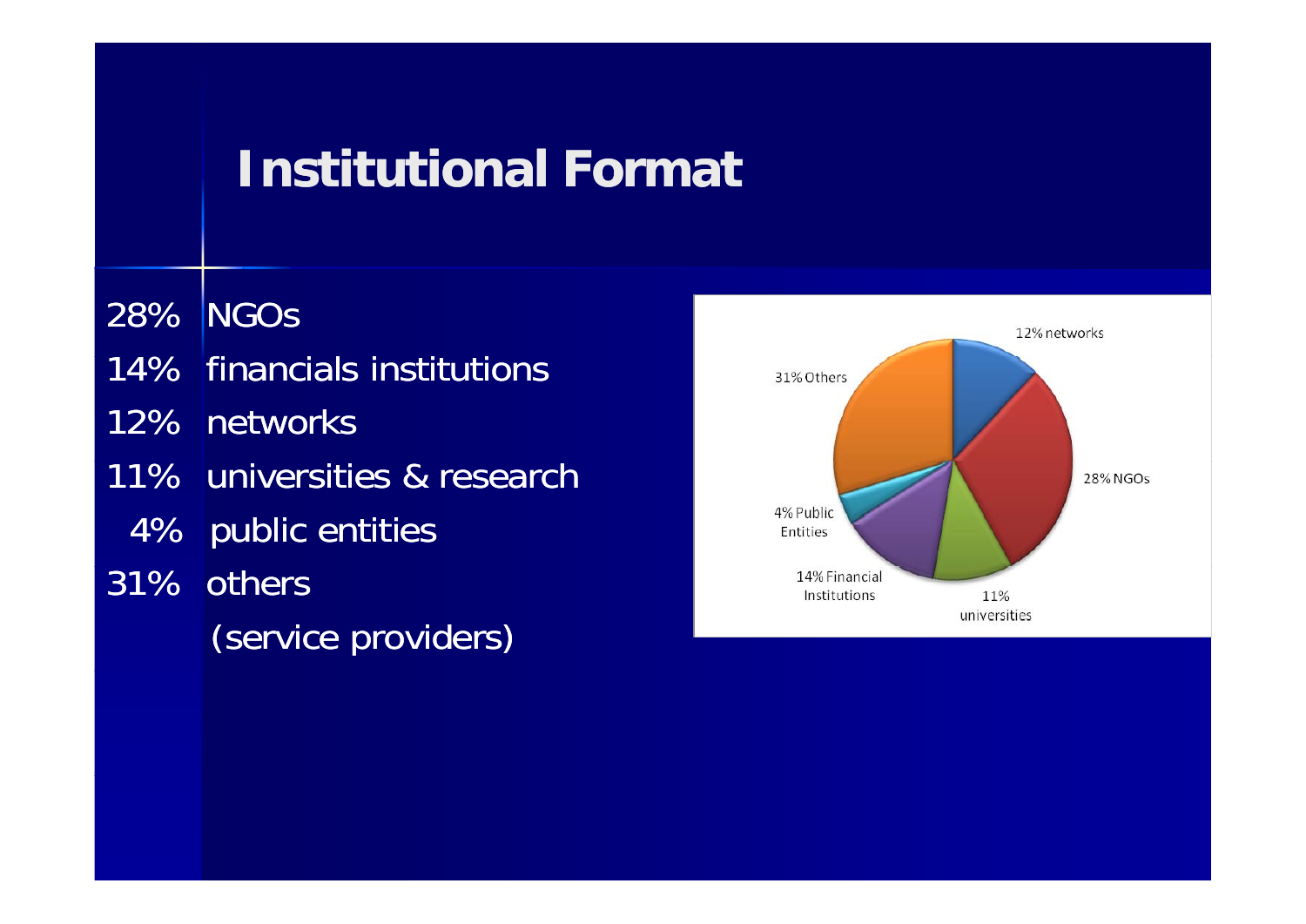# Institutional Format

- 28% NGOs
- 14% financials institutions
- 12% networks
- 11% universities & research
- 4% public entities
- 31% others (service providers)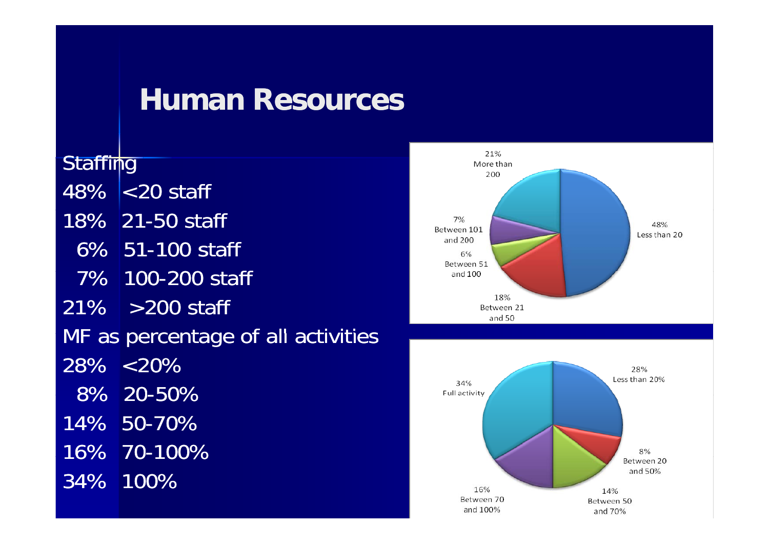# Human Resources

Staffing

48% <20 staff

18% 21-50 staff

6% 51-100 staff

7% 100-200 staff

21% >200 staff

MF as percentage of all activities

28% <20%

8% 20-50%

14% 50-70%

16% 70-100%

34% 100%

21% More than 200

48% Less than 20

7% Between 101 and 200

6% Between 51 and 100

18% Between 21 and 50

28% Less than 20%

34% Full activity

8% Between 20 and 50%

16% Between 70 and 100%

14% Between 50 and 70%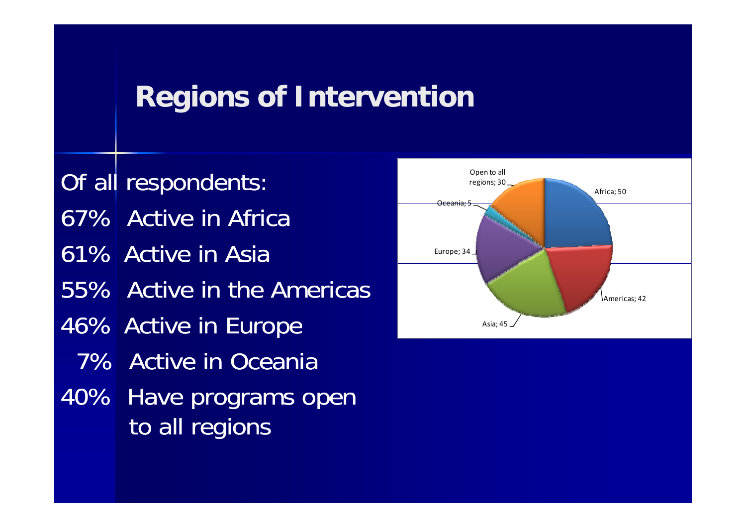# Regions of Intervention

Of all respondents:

67% Active in Africa

61% Active in Asia

55% Active in the Americas

46% Active in Europe

7% Active in Oceania

40% Have programs open to all regions

Open to all regions; 30

Africa; 50

Oceania; 5

Europe; 34

Americas; 42

Asia; 45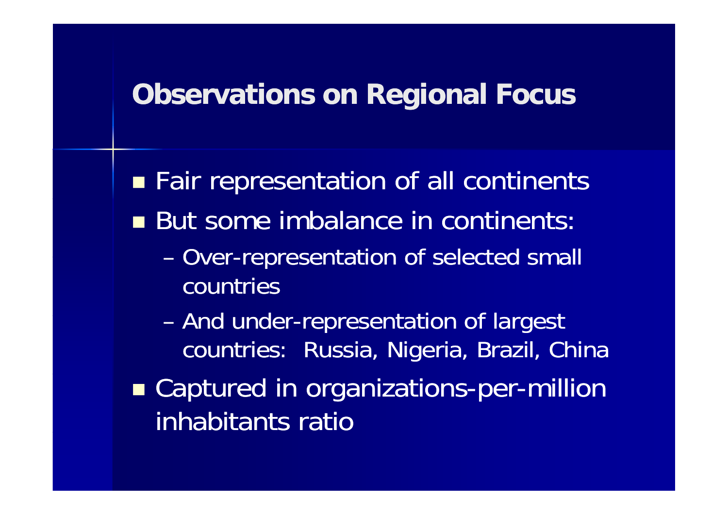## Observations on Regional Focus

- Fair representation of all continents
- But some imbalance in continents:
  - Over-representation of selected small countries
  - And under-representation of largest countries: Russia, Nigeria, Brazil, China
- Captured in organizations-per-million inhabitants ratio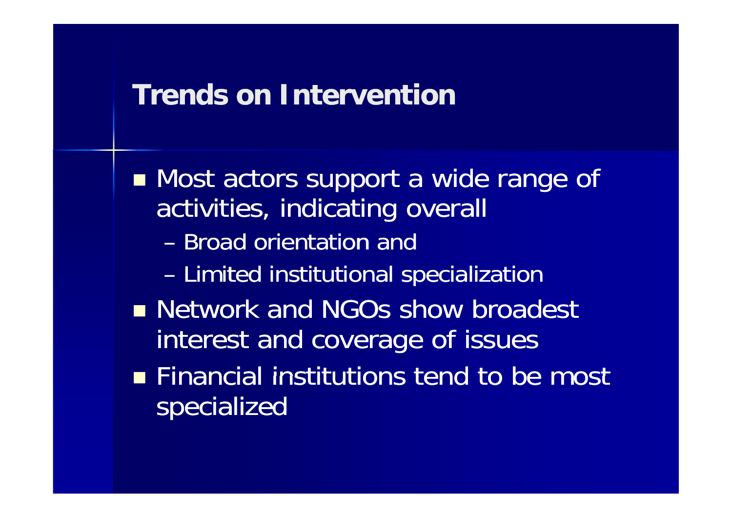## Trends on Intervention

- Most actors support a wide range of activities, indicating overall
  - Broad orientation and
  - Limited institutional specialization
- Network and NGOs show broadest interest and coverage of issues
- Financial institutions tend to be most specialized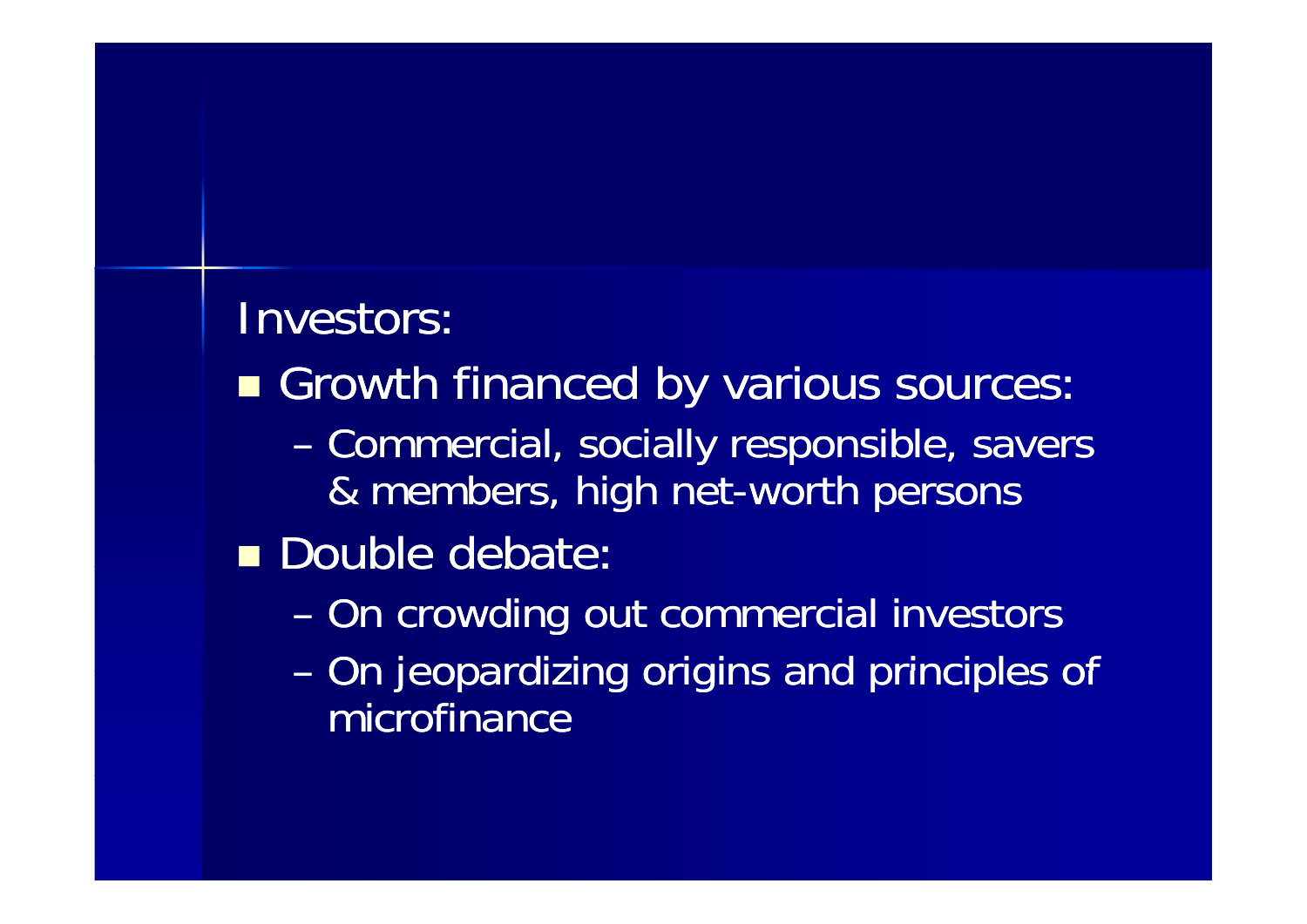Investors:

- Growth financed by various sources:
  - Commercial, socially responsible, savers & members, high net-worth persons
- Double debate:
  - On crowding out commercial investors
  - On jeopardizing origins and principles of microfinance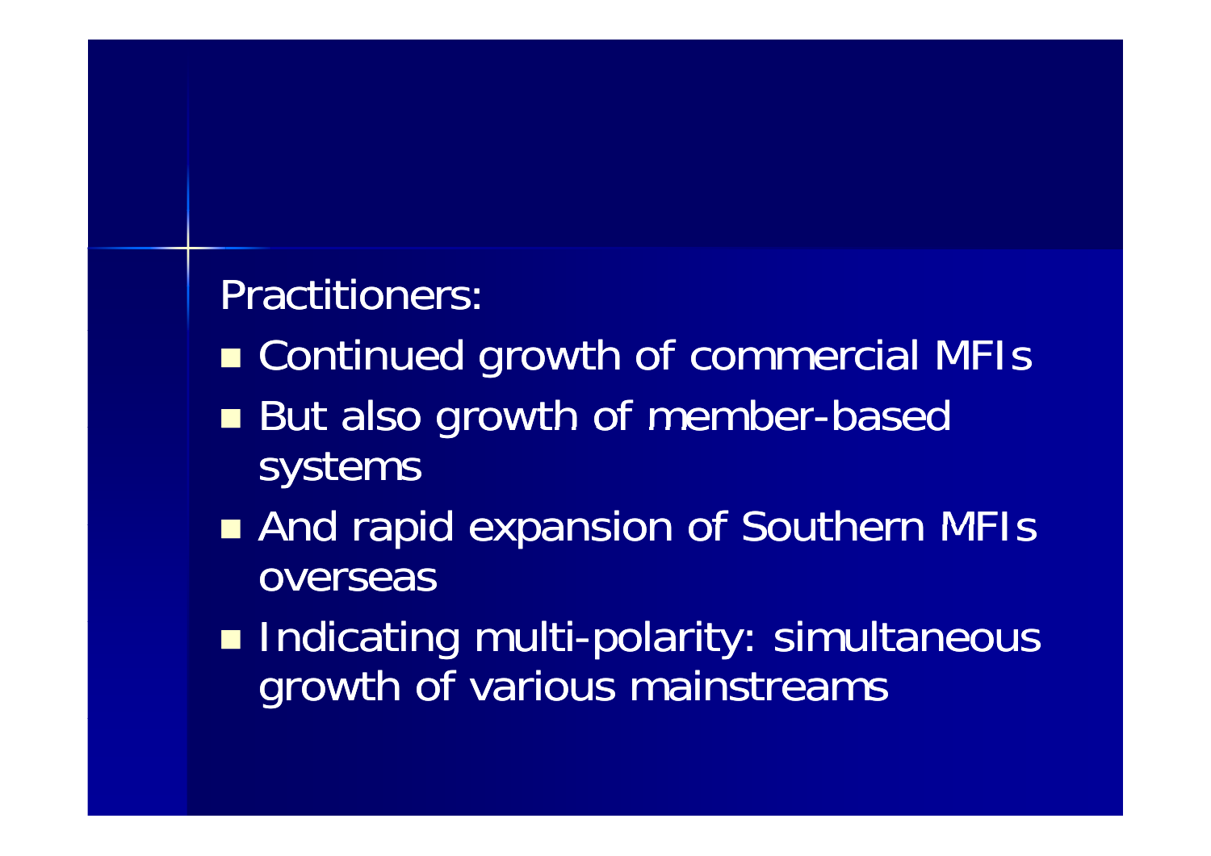Practitioners:

- Continued growth of commercial MFIs
- But also growth of member-based systems
- And rapid expansion of Southern MFIs overseas
- Indicating multi-polarity: simultaneous growth of various mainstreams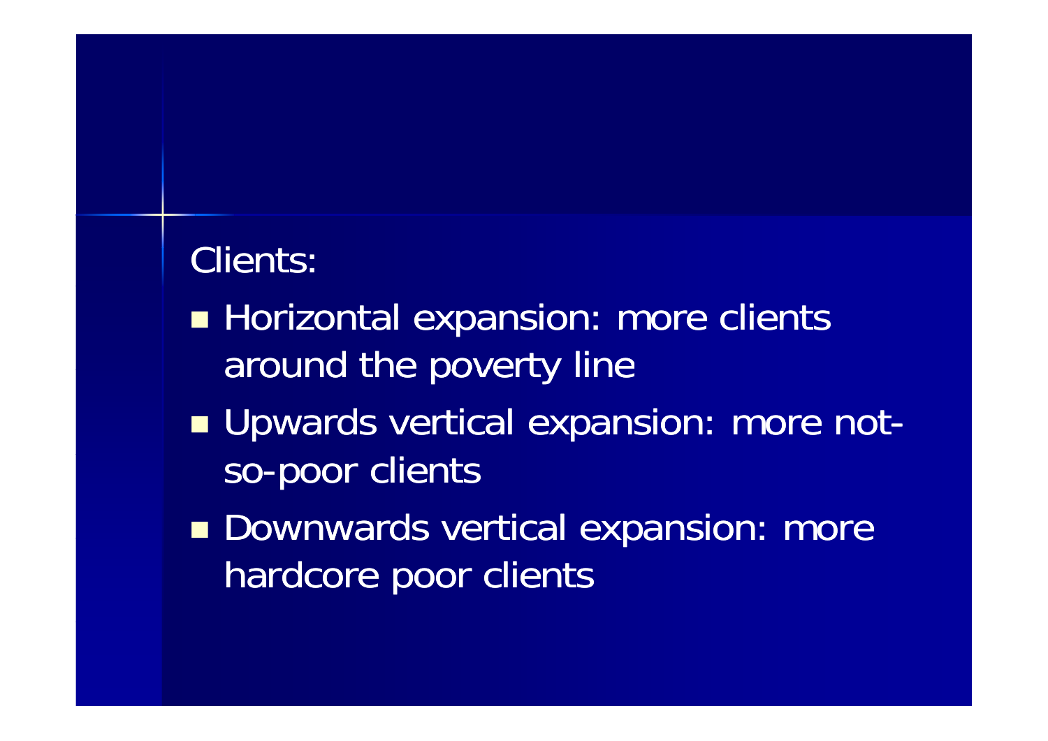Clients:

- Horizontal expansion: more clients around the poverty line
- Upwards vertical expansion: more not-so-poor clients
- Downwards vertical expansion: more hardcore poor clients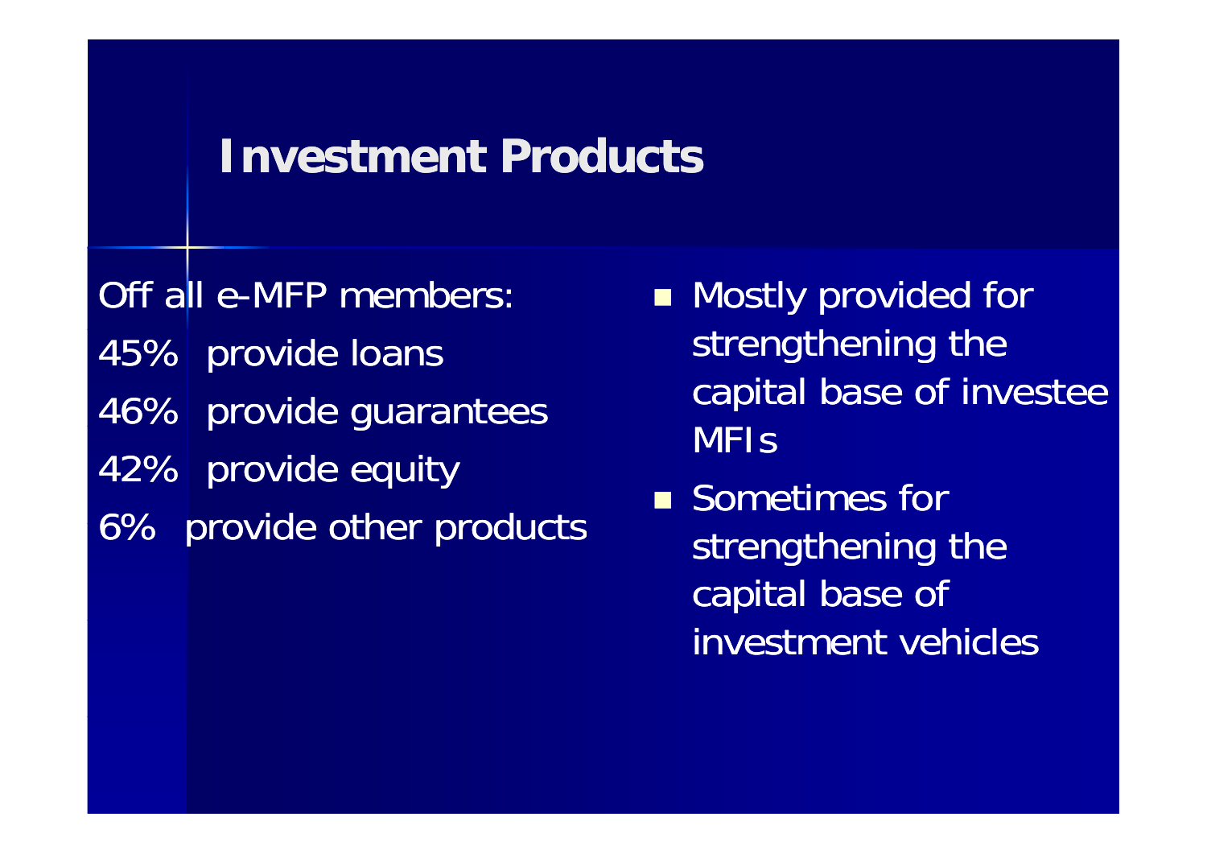# Investment Products

Off all e-MFP members:

45% provide loans

46% provide guarantees

42% provide equity

6% provide other products

- Mostly provided for strengthening the capital base of investee MFIs
- Sometimes for strengthening the capital base of investment vehicles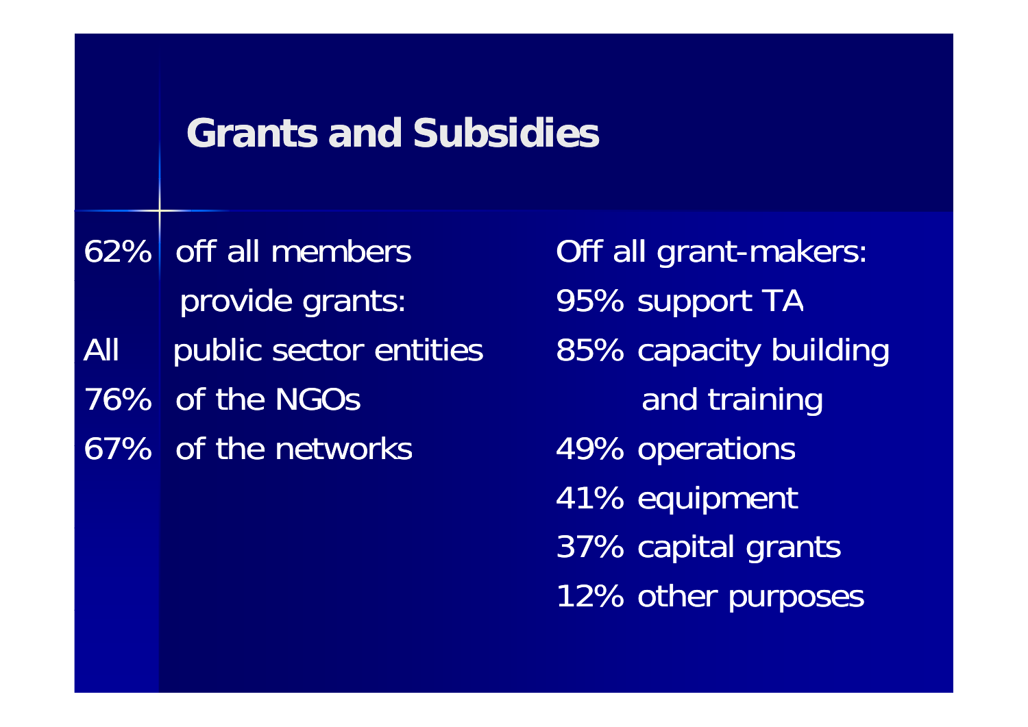# Grants and Subsidies

62% off all members provide grants:

- All public sector entities
- 76% of the NGOs
- 67% of the networks

Off all grant-makers:

- 95% support TA
- 85% capacity building and training
- 49% operations
- 41% equipment
- 37% capital grants
- 12% other purposes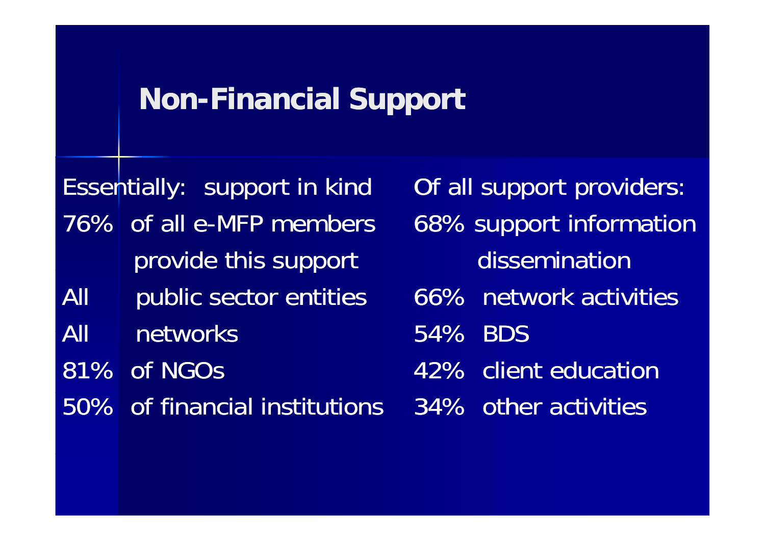# Non-Financial Support

Essentially: support in kind

76% of all e-MFP members provide this support

All public sector entities

All networks

81% of NGOs

50% of financial institutions

Of all support providers:

68% support information dissemination

66% network activities

54% BDS

42% client education

34% other activities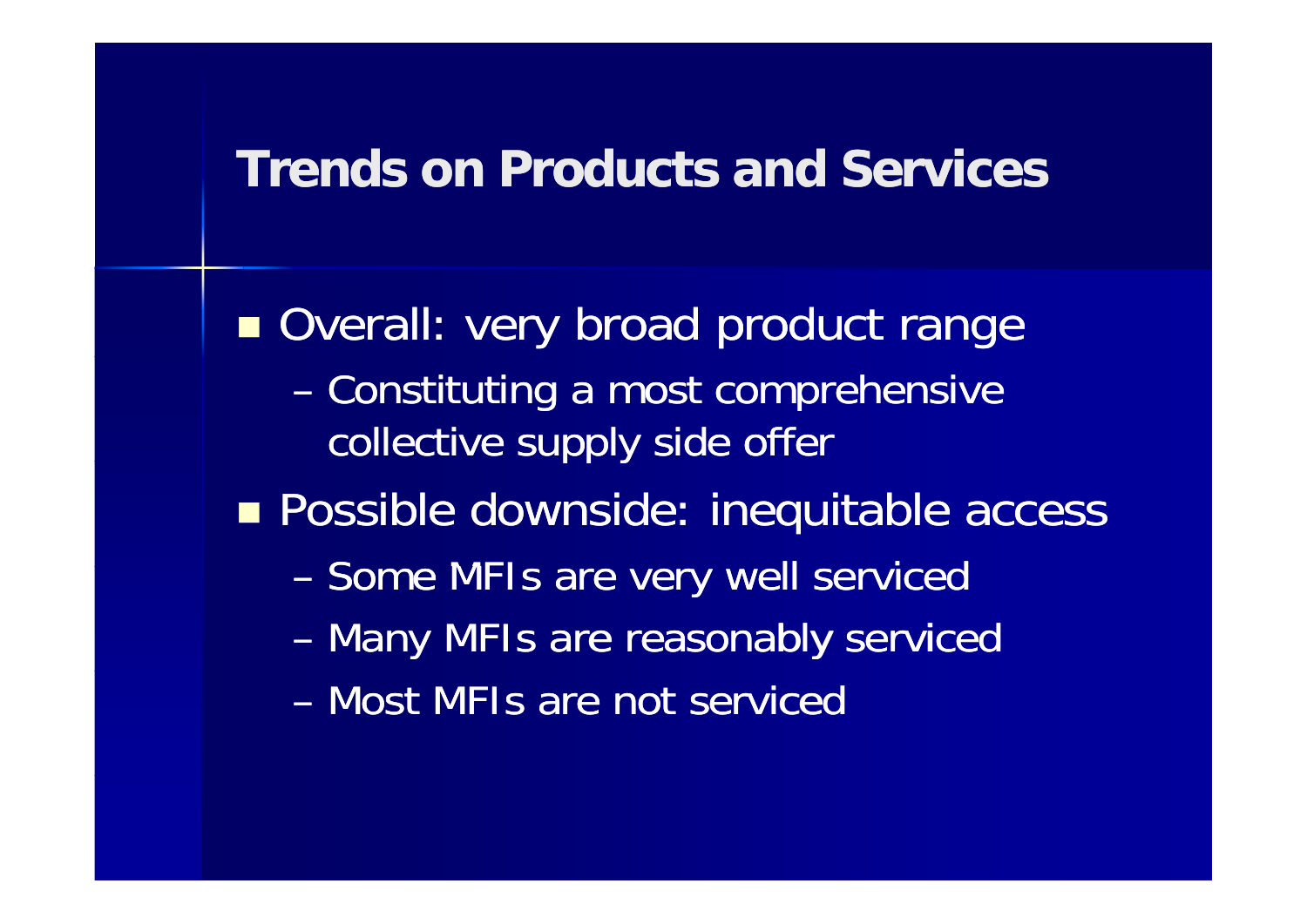# Trends on Products and Services

- Overall: very broad product range
  - Constituting a most comprehensive collective supply side offer
- Possible downside: inequitable access
  - Some MFIs are very well serviced
  - Many MFIs are reasonably serviced
  - Most MFIs are not serviced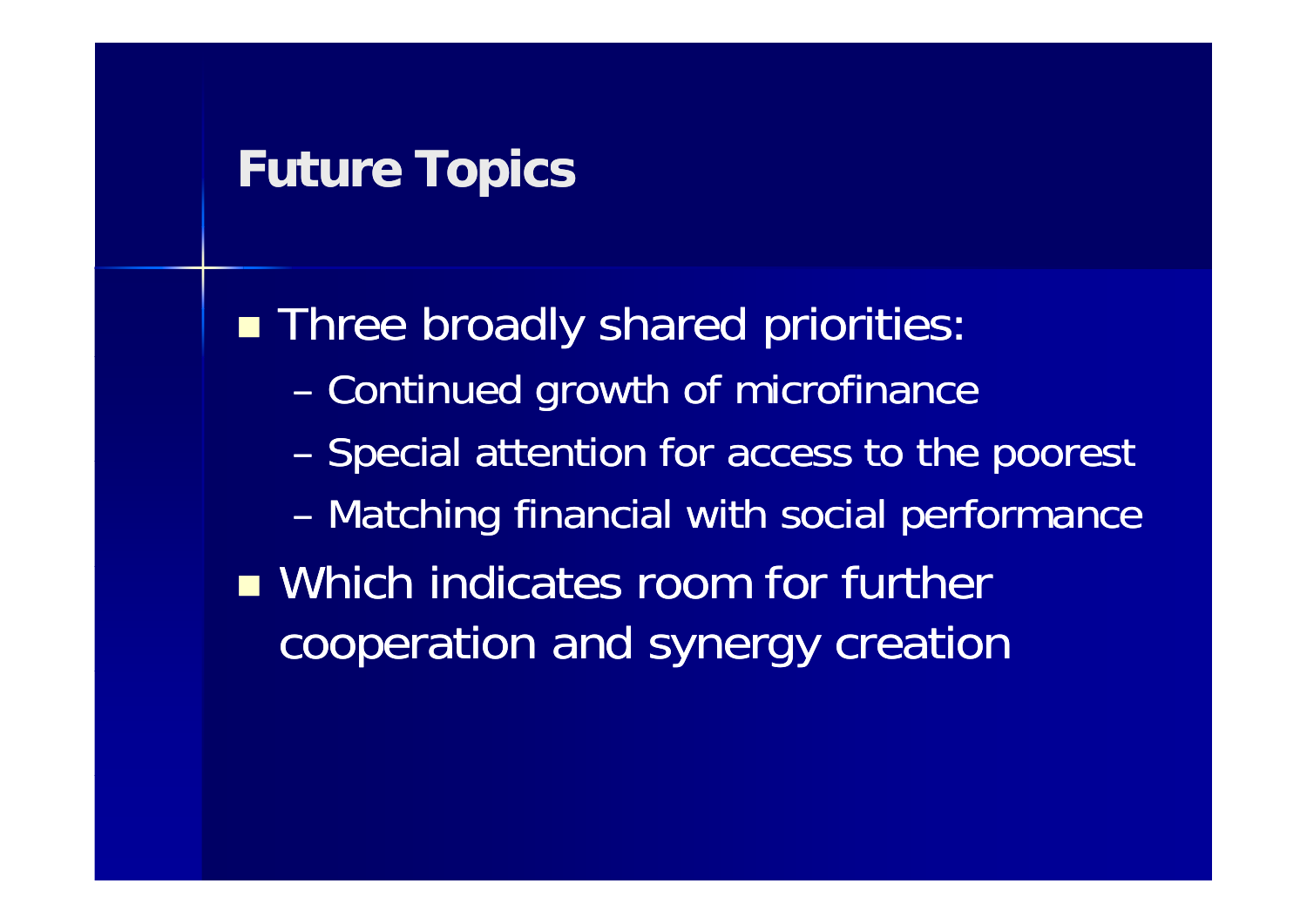## Future Topics

- Three broadly shared priorities:
  - Continued growth of microfinance
  - Special attention for access to the poorest
  - Matching financial with social performance
- Which indicates room for further cooperation and synergy creation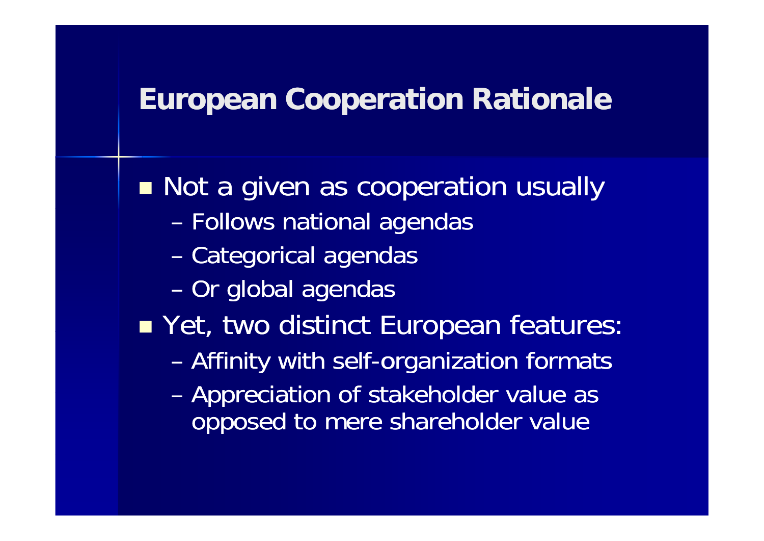# European Cooperation Rationale

- Not a given as cooperation usually
  - Follows national agendas
  - Categorical agendas
  - Or global agendas
- Yet, two distinct European features:
  - Affinity with self-organization formats
  - Appreciation of stakeholder value as opposed to mere shareholder value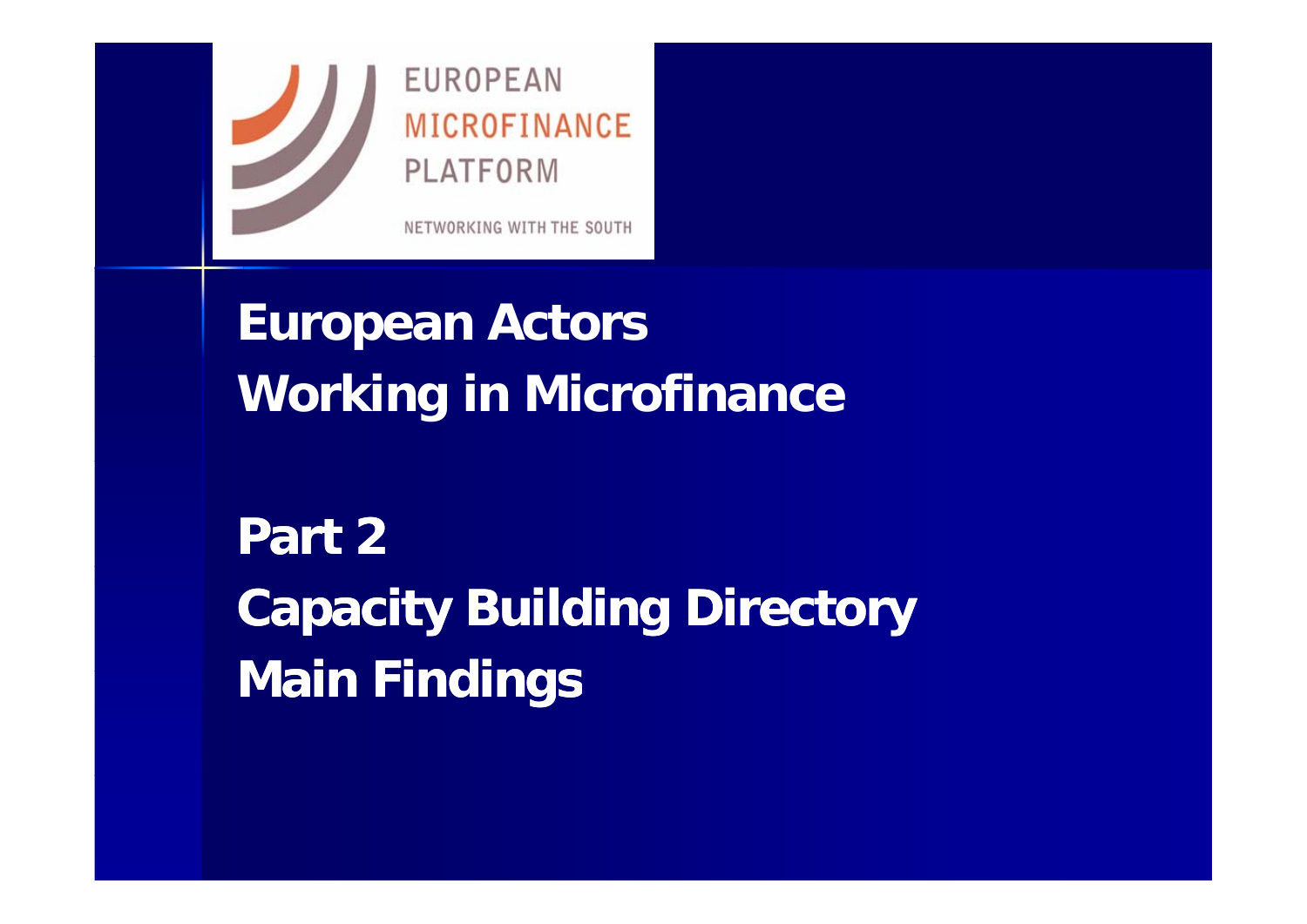EUROPEAN MICROFINANCE PLATFORM

NETWORKING WITH THE SOUTH

# European Actors Working in Microfinance

# Part 2
# Capacity Building Directory
# Main Findings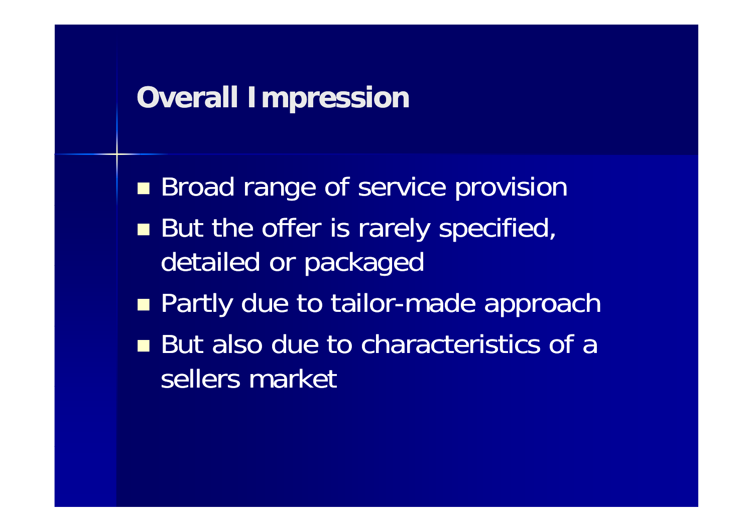# Overall Impression

- Broad range of service provision
- But the offer is rarely specified, detailed or packaged
- Partly due to tailor-made approach
- But also due to characteristics of a sellers market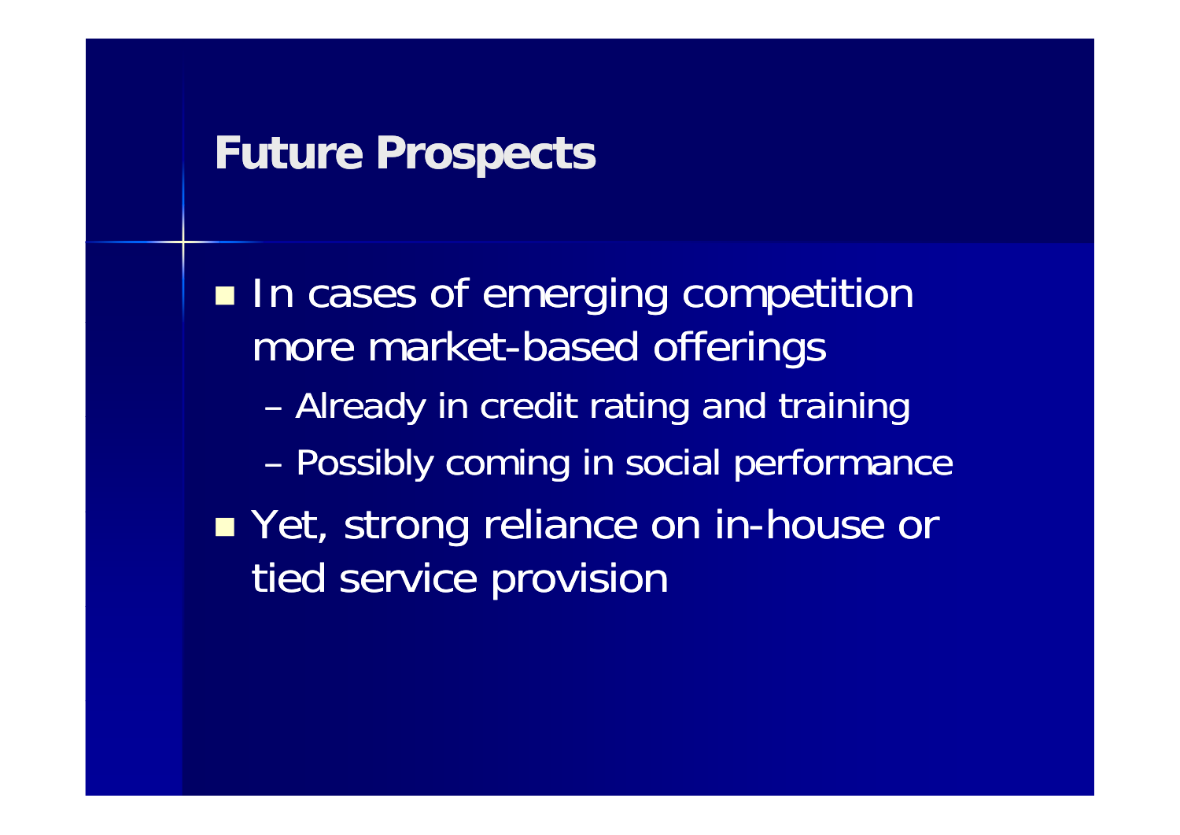# Future Prospects

- In cases of emerging competition more market-based offerings
  - Already in credit rating and training
  - Possibly coming in social performance
- Yet, strong reliance on in-house or tied service provision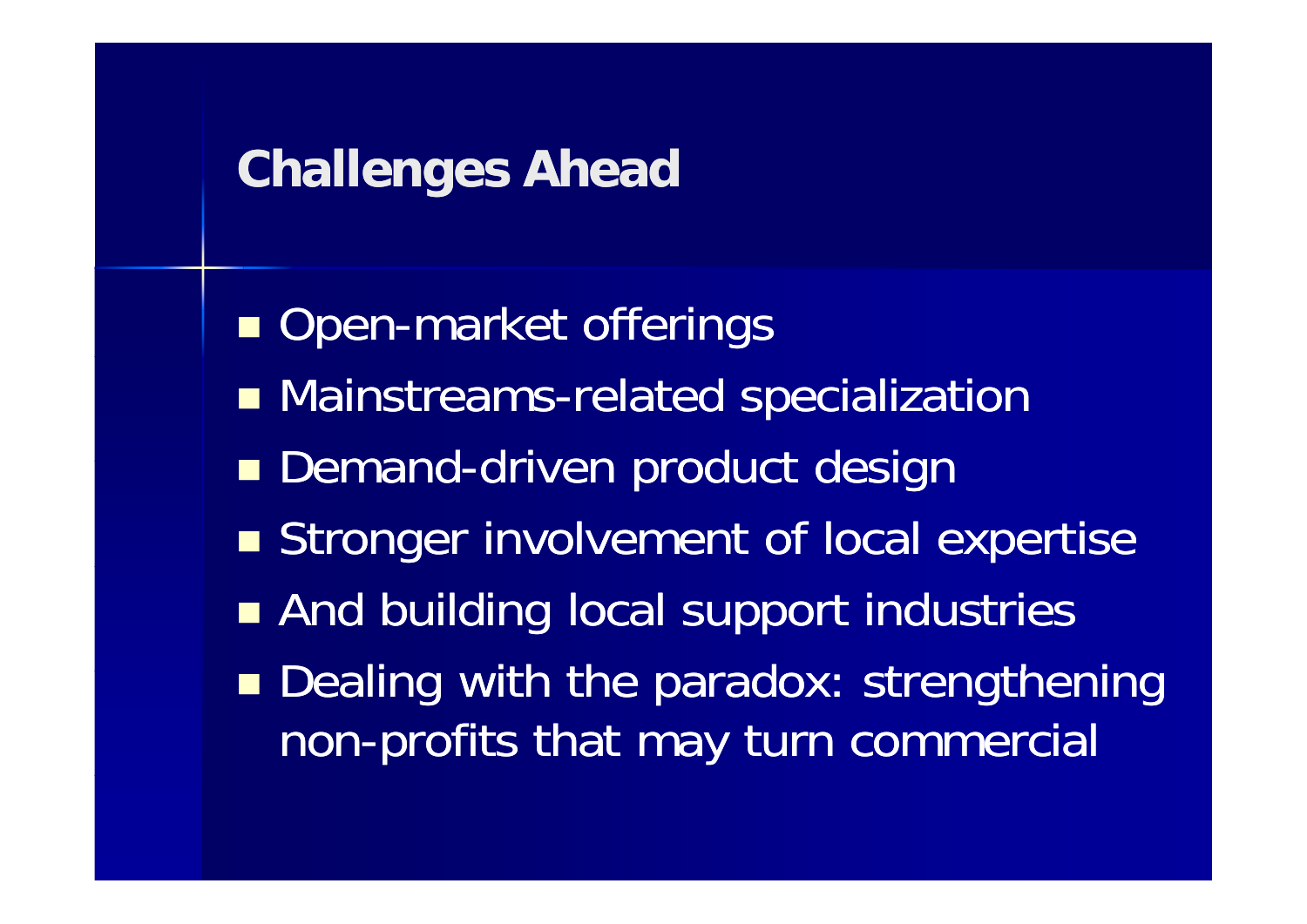## Challenges Ahead

- Open-market offerings
- Mainstreams-related specialization
- Demand-driven product design
- Stronger involvement of local expertise
- And building local support industries
- Dealing with the paradox: strengthening non-profits that may turn commercial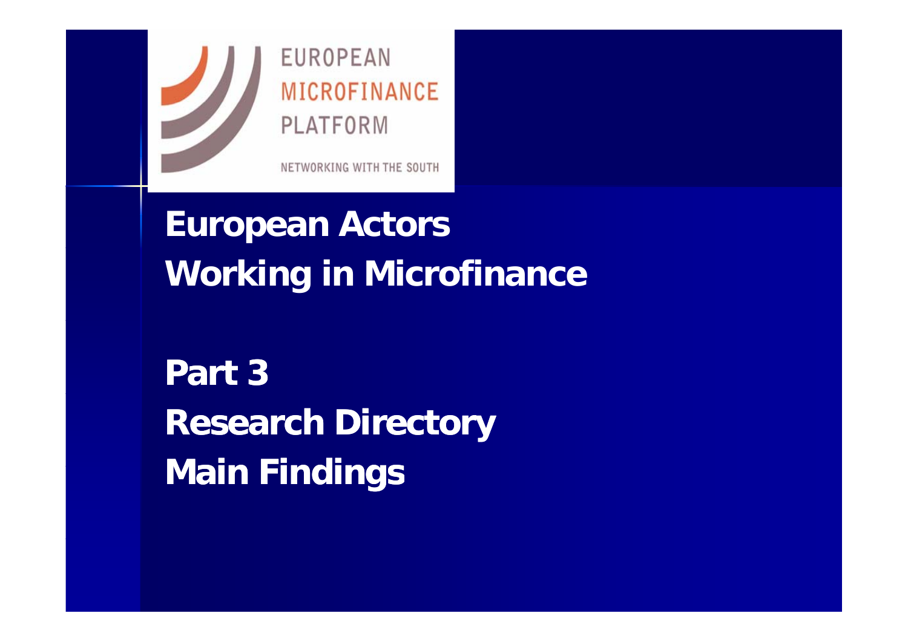EUROPEAN MICROFINANCE PLATFORM

NETWORKING WITH THE SOUTH

# European Actors Working in Microfinance

# Part 3 Research Directory Main Findings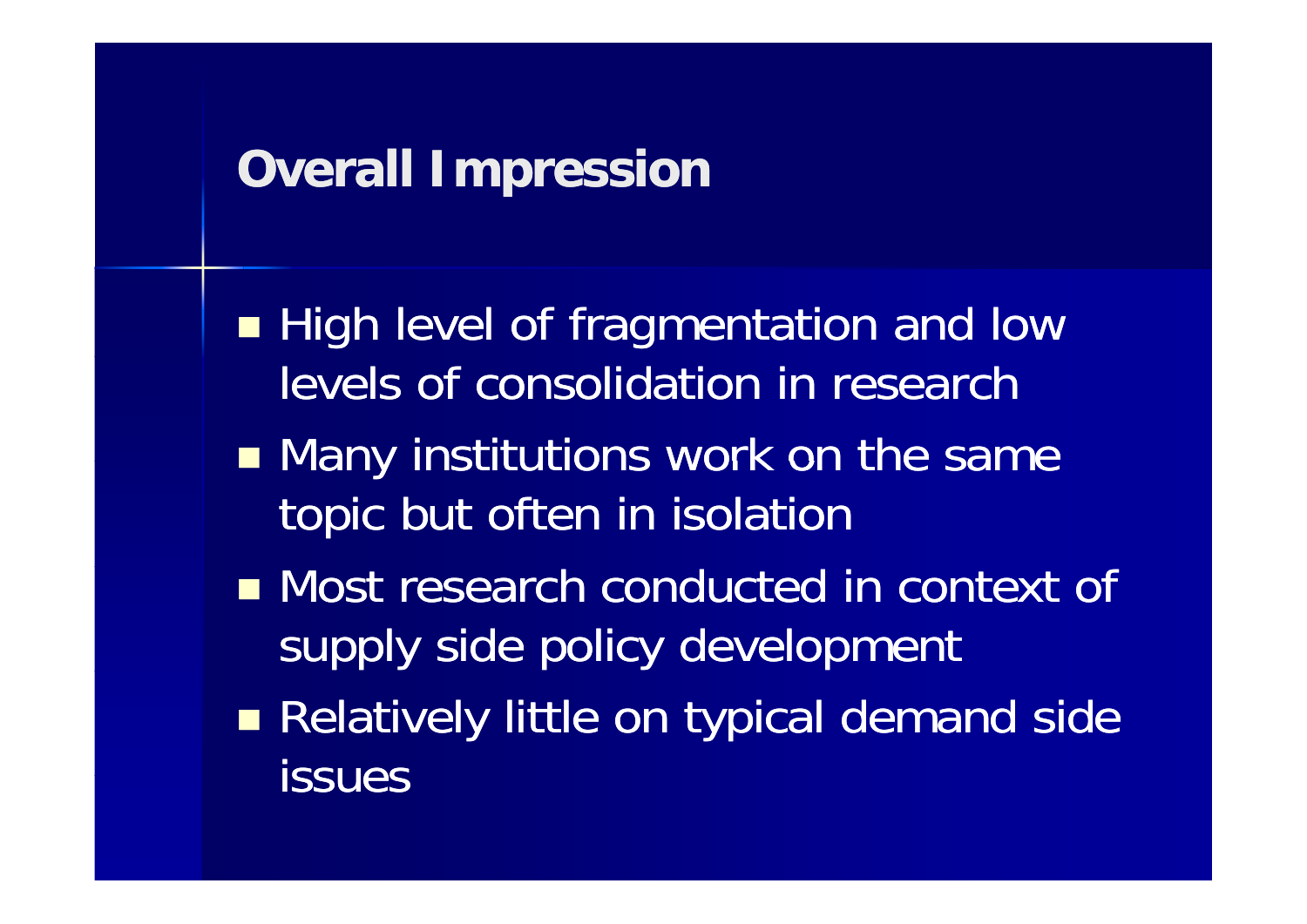## Overall Impression

- High level of fragmentation and low levels of consolidation in research
- Many institutions work on the same topic but often in isolation
- Most research conducted in context of supply side policy development
- Relatively little on typical demand side issues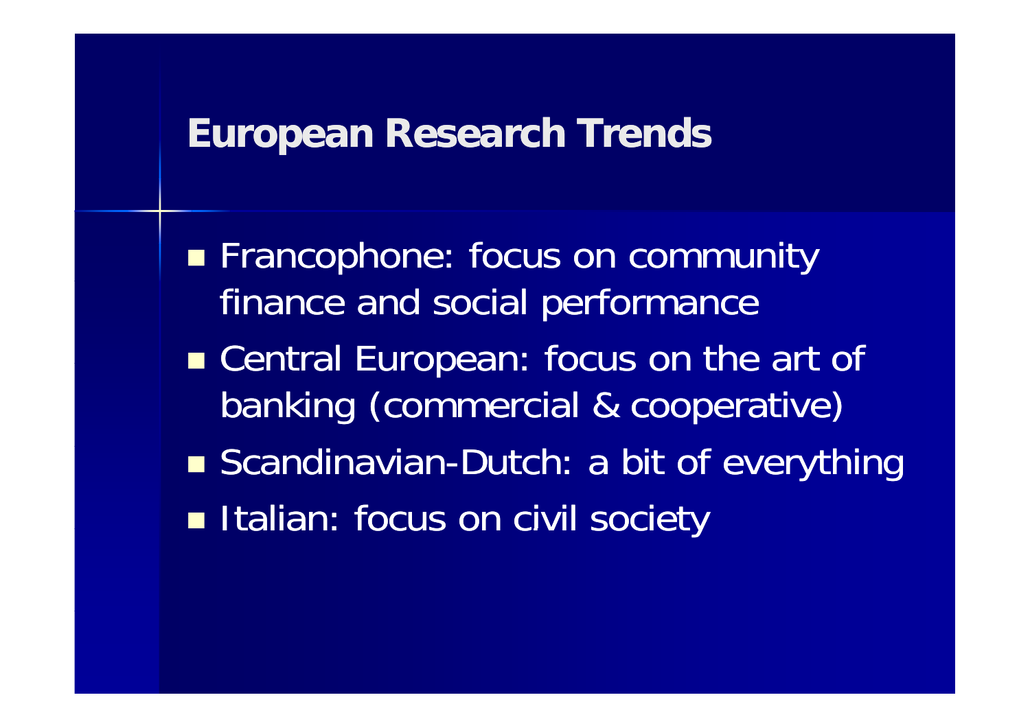# European Research Trends

- Francophone: focus on community finance and social performance
- Central European: focus on the art of banking (commercial & cooperative)
- Scandinavian-Dutch: a bit of everything
- Italian: focus on civil society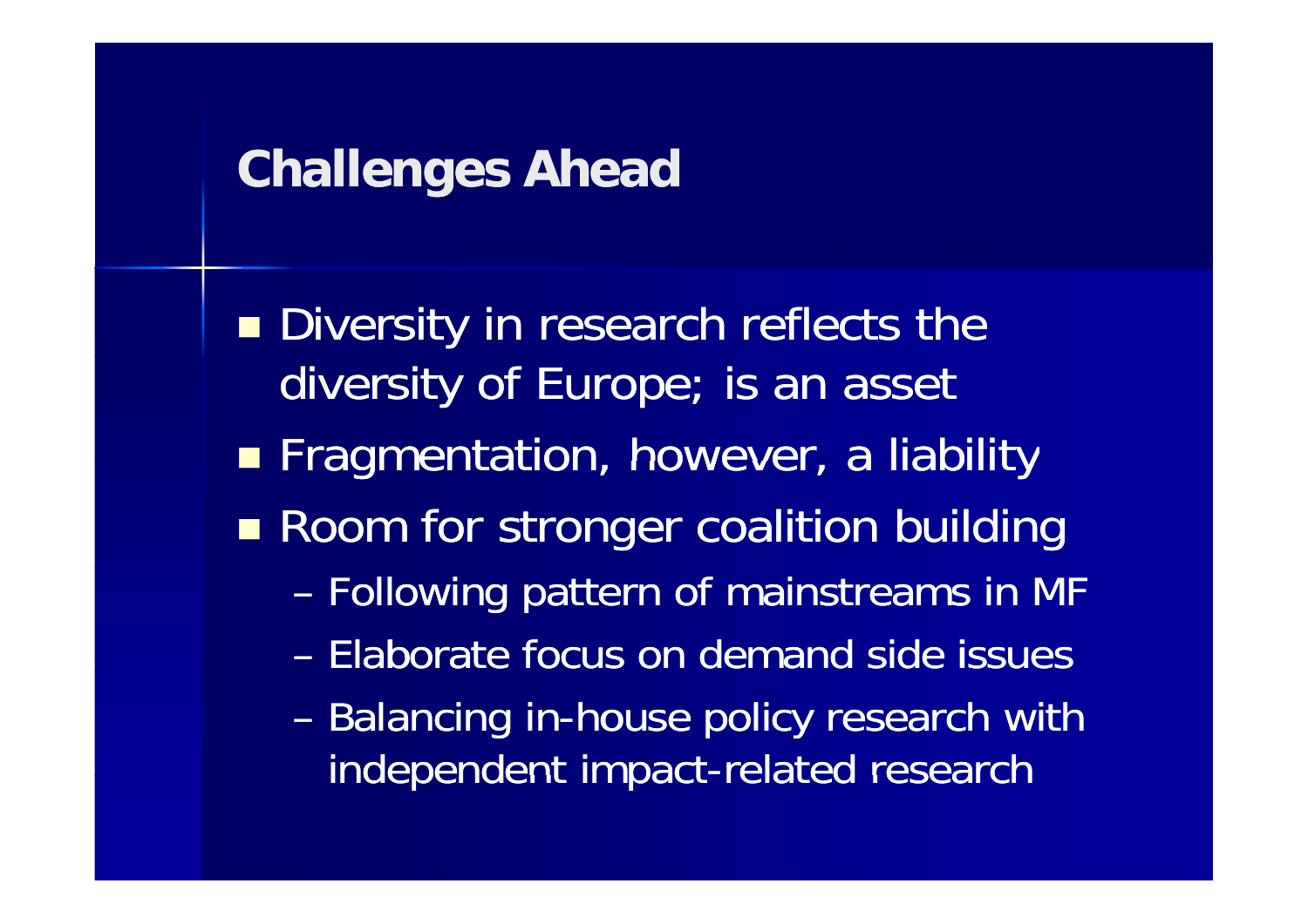## Challenges Ahead

- Diversity in research reflects the diversity of Europe; is an asset
- Fragmentation, however, a liability
- Room for stronger coalition building
  - Following pattern of mainstreams in MF
  - Elaborate focus on demand side issues
  - Balancing in-house policy research with independent impact-related research